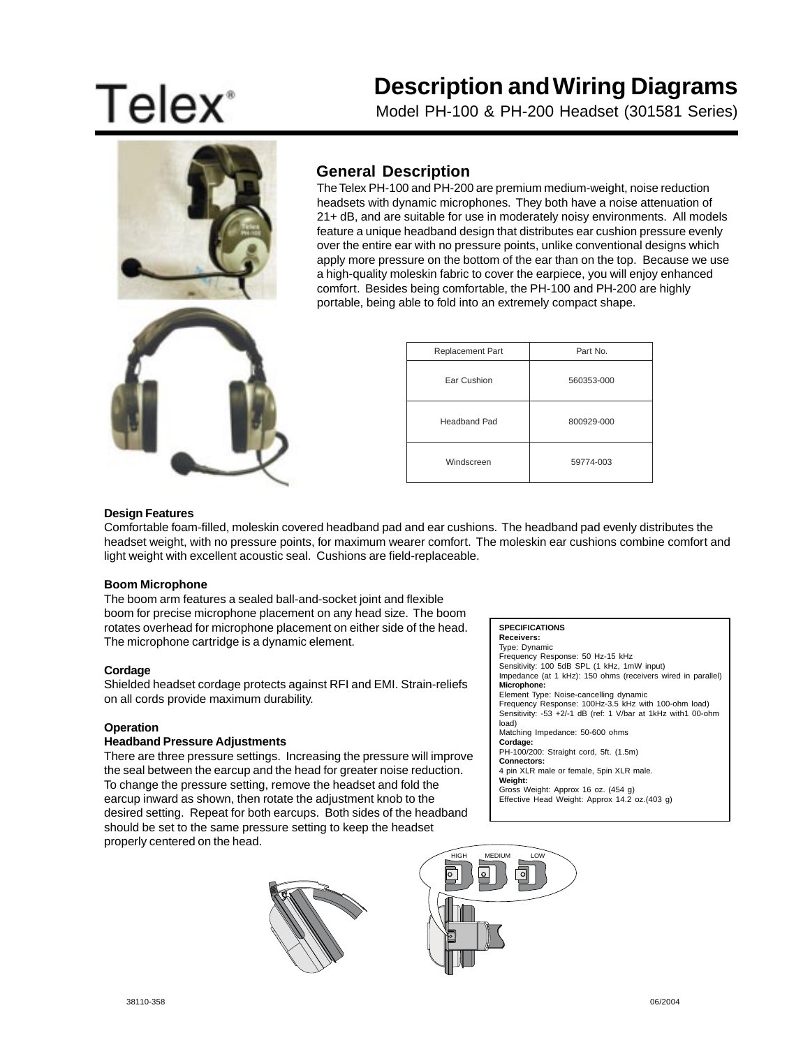Telex®

# Description and Wiring Diagrams

Model PH-100 & PH-200 Headset (301581 Series)

## General Description

The Telex PH-100 and PH-200 are premium medium-weight, noise reduction headsets with dynamic microphones. They both have a noise attenuation of 21+ dB, and are suitable for use in moderately noisy environments. All models feature a unique headband design that distributes ear cushion pressure evenly over the entire ear with no pressure points, unlike conventional designs which apply more pressure on the bottom of the ear than on the top. Because we use a high-quality moleskin fabric to cover the earpiece, you will enjoy enhanced comfort. Besides being comfortable, the PH-100 and PH-200 are highly portable, being able to fold into an extremely compact shape.

| Replacement Part | Part No. |
|---|---|
| Ear Cushion | 560353-000 |
| Headband Pad | 800929-000 |
| Windscreen | 59774-003 |

### Design Features

Comfortable foam-filled, moleskin covered headband pad and ear cushions. The headband pad evenly distributes the headset weight, with no pressure points, for maximum wearer comfort. The moleskin ear cushions combine comfort and light weight with excellent acoustic seal. Cushions are field-replaceable.

### Boom Microphone

The boom arm features a sealed ball-and-socket joint and flexible boom for precise microphone placement on any head size. The boom rotates overhead for microphone placement on either side of the head. The microphone cartridge is a dynamic element.

### Cordage

Shielded headset cordage protects against RFI and EMI. Strain-reliefs on all cords provide maximum durability.

### Operation

#### Headband Pressure Adjustments

There are three pressure settings. Increasing the pressure will improve the seal between the earcup and the head for greater noise reduction. To change the pressure setting, remove the headset and fold the earcup inward as shown, then rotate the adjustment knob to the desired setting. Repeat for both earcups. Both sides of the headband should be set to the same pressure setting to keep the headset properly centered on the head.

**SPECIFICATIONS**

**Receivers:**
Type: Dynamic
Frequency Response: 50 Hz-15 kHz
Sensitivity: 100 5dB SPL (1 kHz, 1mW input)
Impedance (at 1 kHz): 150 ohms (receivers wired in parallel)

**Microphone:**
Element Type: Noise-cancelling dynamic
Frequency Response: 100Hz-3.5 kHz with 100-ohm load)
Sensitivity: -53 +2/-1 dB (ref: 1 V/bar at 1kHz with1 00-ohm load)
Matching Impedance: 50-600 ohms

**Cordage:**
PH-100/200: Straight cord, 5ft. (1.5m)

**Connectors:**
4 pin XLR male or female, 5pin XLR male.

**Weight:**
Gross Weight: Approx 16 oz. (454 g)
Effective Head Weight: Approx 14.2 oz.(403 g)

HIGH MEDIUM LOW

38110-358

06/2004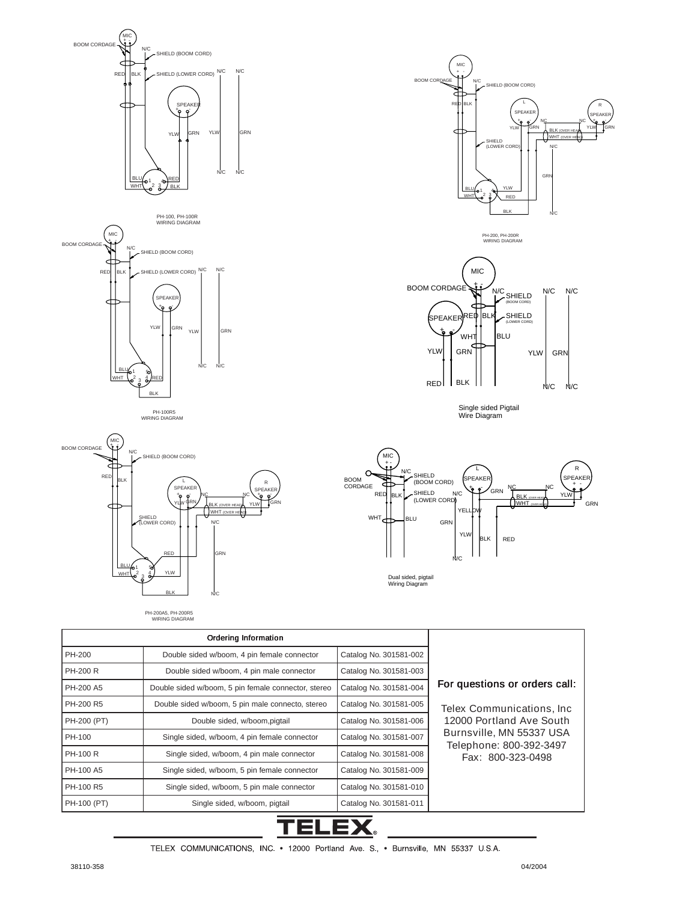PH-100, PH-100R
WIRING DIAGRAM

PH-200, PH-200R
WIRING DIAGRAM

PH-100R5
WIRING DIAGRAM

Single sided Pigtail
Wire Diagram

PH-200A5, PH-200R5
WIRING DIAGRAM

Dual sided, pigtail
Wiring Diagram

| Ordering Information | | | |
|---|---|---|---|
| PH-200 | Double sided w/boom, 4 pin female connector | Catalog No. 301581-002 | |
| PH-200 R | Double sided w/boom, 4 pin male connector | Catalog No. 301581-003 | |
| PH-200 A5 | Double sided w/boom, 5 pin female connector, stereo | Catalog No. 301581-004 | |
| PH-200 R5 | Double sided w/boom, 5 pin male connecto, stereo | Catalog No. 301581-005 | |
| PH-200 (PT) | Double sided, w/boom,pigtail | Catalog No. 301581-006 | |
| PH-100 | Single sided, w/boom, 4 pin female connector | Catalog No. 301581-007 | |
| PH-100 R | Single sided, w/boom, 4 pin male connector | Catalog No. 301581-008 | |
| PH-100 A5 | Single sided, w/boom, 5 pin female connector | Catalog No. 301581-009 | |
| PH-100 R5 | Single sided, w/boom, 5 pin male connector | Catalog No. 301581-010 | |
| PH-100 (PT) | Single sided, w/boom, pigtail | Catalog No. 301581-011 | |

**For questions or orders call:**

Telex Communications, Inc
12000 Portland Ave South
Burnsville, MN 55337 USA
Telephone: 800-392-3497
Fax: 800-323-0498

**TELEX**

TELEX COMMUNICATIONS, INC. • 12000 Portland Ave. S., • Burnsville, MN 55337 U.S.A.

38110-358

04/2004